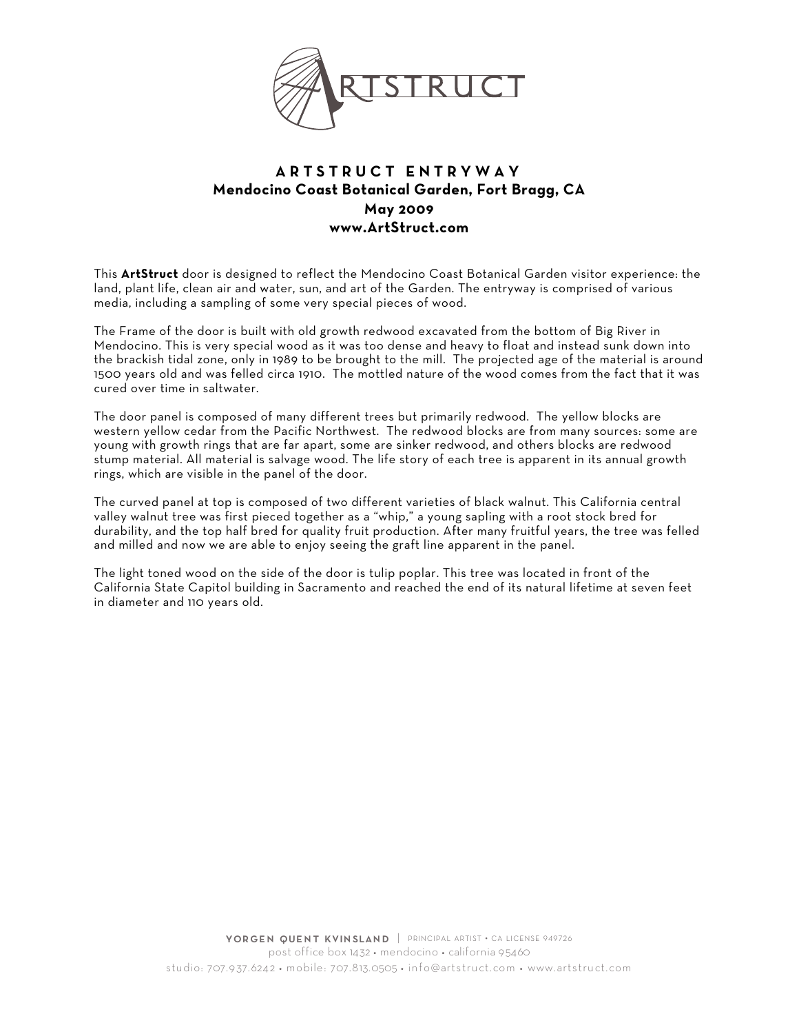# ARTSTRUCT ENTRYWAY

**Mendocino Coast Botanical Garden, Fort Bragg, CA**
**May 2009**
**www.ArtStruct.com**

This **ArtStruct** door is designed to reflect the Mendocino Coast Botanical Garden visitor experience: the land, plant life, clean air and water, sun, and art of the Garden. The entryway is comprised of various media, including a sampling of some very special pieces of wood.

The Frame of the door is built with old growth redwood excavated from the bottom of Big River in Mendocino. This is very special wood as it was too dense and heavy to float and instead sunk down into the brackish tidal zone, only in 1989 to be brought to the mill. The projected age of the material is around 1500 years old and was felled circa 1910. The mottled nature of the wood comes from the fact that it was cured over time in saltwater.

The door panel is composed of many different trees but primarily redwood. The yellow blocks are western yellow cedar from the Pacific Northwest. The redwood blocks are from many sources: some are young with growth rings that are far apart, some are sinker redwood, and others blocks are redwood stump material. All material is salvage wood. The life story of each tree is apparent in its annual growth rings, which are visible in the panel of the door.

The curved panel at top is composed of two different varieties of black walnut. This California central valley walnut tree was first pieced together as a "whip," a young sapling with a root stock bred for durability, and the top half bred for quality fruit production. After many fruitful years, the tree was felled and milled and now we are able to enjoy seeing the graft line apparent in the panel.

The light toned wood on the side of the door is tulip poplar. This tree was located in front of the California State Capitol building in Sacramento and reached the end of its natural lifetime at seven feet in diameter and 110 years old.

YORGEN QUENT KVINSLAND | PRINCIPAL ARTIST • CA LICENSE 949726
post office box 1432 • mendocino • california 95460
studio: 707.937.6242 • mobile: 707.813.0505 • info@artstruct.com • www.artstruct.com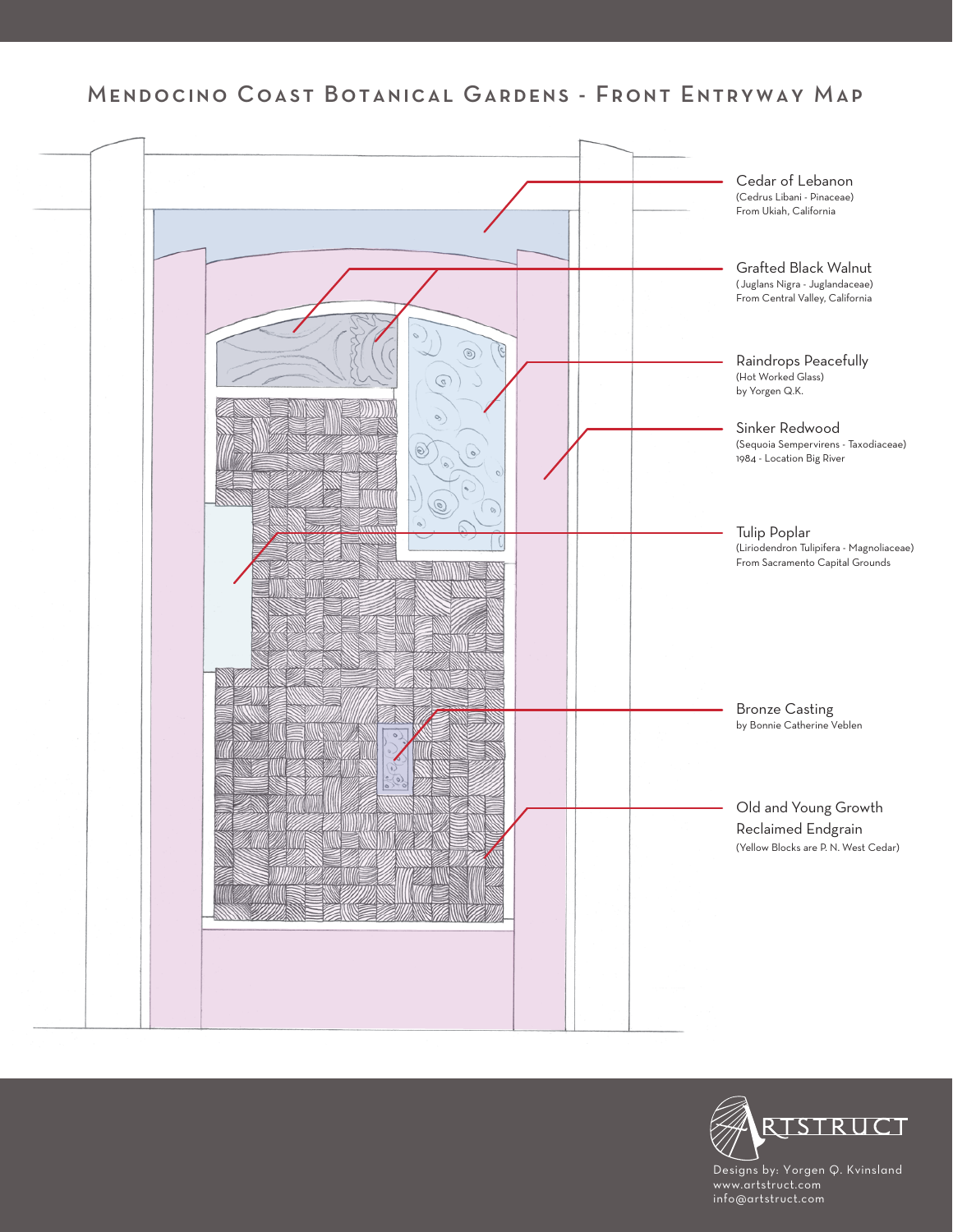# Mendocino Coast Botanical Gardens - Front Entryway Map

Cedar of Lebanon
(Cedrus Libani - Pinaceae)
From Ukiah, California

Grafted Black Walnut
( Juglans Nigra - Juglandaceae)
From Central Valley, California

Raindrops Peacefully
(Hot Worked Glass)
by Yorgen Q.K.

Sinker Redwood
(Sequoia Sempervirens - Taxodiaceae)
1984 - Location Big River

Tulip Poplar
(Liriodendron Tulipifera - Magnoliaceae)
From Sacramento Capital Grounds

Bronze Casting
by Bonnie Catherine Veblen

Old and Young Growth
Reclaimed Endgrain
(Yellow Blocks are P. N. West Cedar)

ARTSTRUCT

Designs by: Yorgen Q. Kvinsland
www.artstruct.com
info@artstruct.com